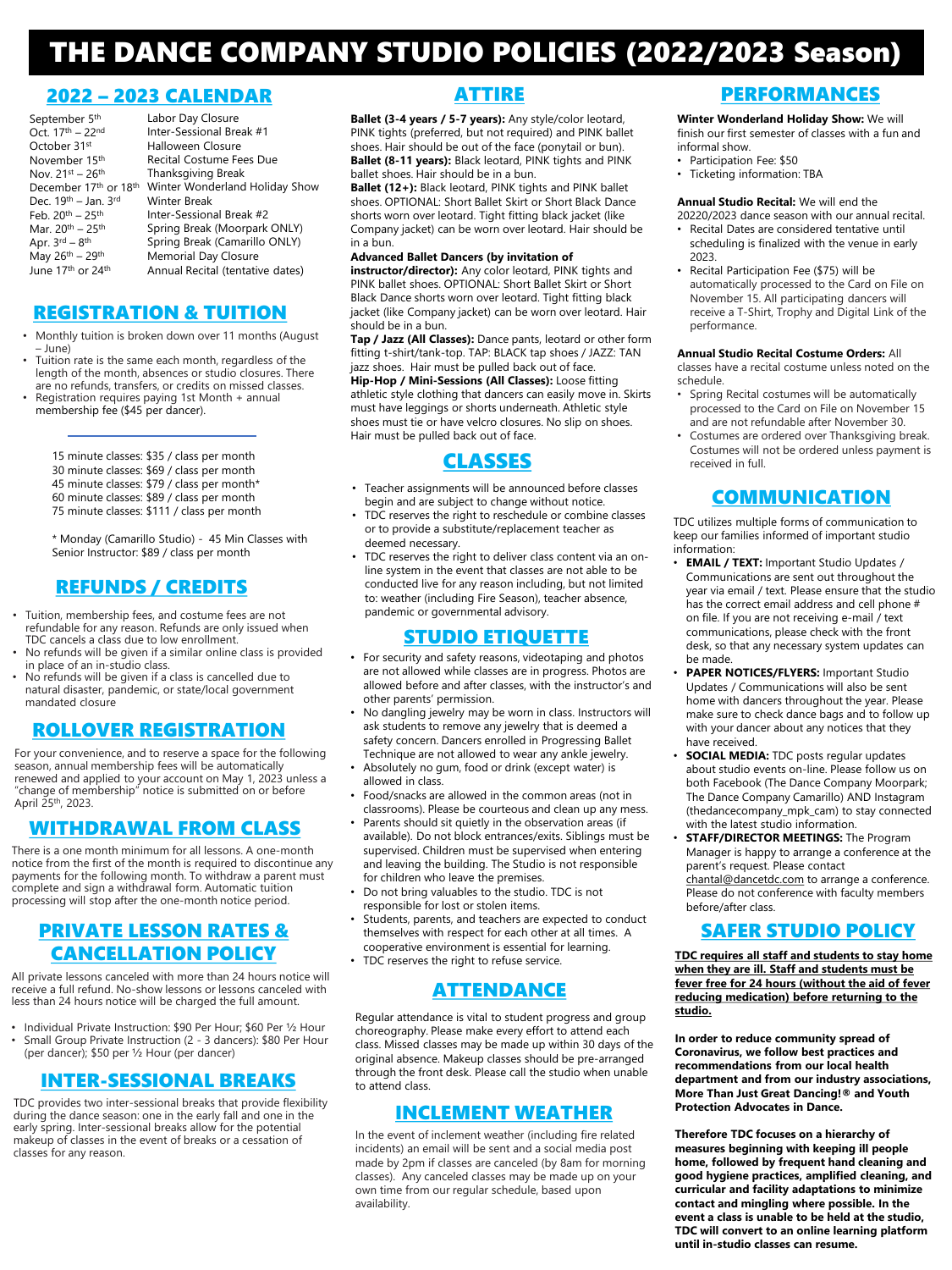# THE DANCE COMPANY STUDIO POLICIES (2022/2023 Season)

## 2022 – 2023 CALENDAR

| | |
|---|---|
| September 5th | Labor Day Closure |
| Oct. 17th – 22nd | Inter-Sessional Break #1 |
| October 31st | Halloween Closure |
| November 15th | Recital Costume Fees Due |
| Nov. 21st – 26th | Thanksgiving Break |
| December 17th or 18th | Winter Wonderland Holiday Show |
| Dec. 19th – Jan. 3rd | Winter Break |
| Feb. 20th – 25th | Inter-Sessional Break #2 |
| Mar. 20th – 25th | Spring Break (Moorpark ONLY) |
| Apr. 3rd – 8th | Spring Break (Camarillo ONLY) |
| May 26th – 29th | Memorial Day Closure |
| June 17th or 24th | Annual Recital (tentative dates) |

## REGISTRATION & TUITION

- Monthly tuition is broken down over 11 months (August – June)
- Tuition rate is the same each month, regardless of the length of the month, absences or studio closures. There are no refunds, transfers, or credits on missed classes.
- Registration requires paying 1st Month + annual membership fee ($45 per dancer).

15 minute classes: $35 / class per month
30 minute classes: $69 / class per month
45 minute classes: $79 / class per month*
60 minute classes: $89 / class per month
75 minute classes: $111 / class per month

\* Monday (Camarillo Studio) - 45 Min Classes with Senior Instructor: $89 / class per month

## REFUNDS / CREDITS

- Tuition, membership fees, and costume fees are not refundable for any reason. Refunds are only issued when TDC cancels a class due to low enrollment.
- No refunds will be given if a similar online class is provided in place of an in-studio class.
- No refunds will be given if a class is cancelled due to natural disaster, pandemic, or state/local government mandated closure

## ROLLOVER REGISTRATION

For your convenience, and to reserve a space for the following season, annual membership fees will be automatically renewed and applied to your account on May 1, 2023 unless a "change of membership" notice is submitted on or before April 25th, 2023.

## WITHDRAWAL FROM CLASS

There is a one month minimum for all lessons. A one-month notice from the first of the month is required to discontinue any payments for the following month. To withdraw a parent must complete and sign a withdrawal form. Automatic tuition processing will stop after the one-month notice period.

## PRIVATE LESSON RATES & CANCELLATION POLICY

All private lessons canceled with more than 24 hours notice will receive a full refund. No-show lessons or lessons canceled with less than 24 hours notice will be charged the full amount.

- Individual Private Instruction: $90 Per Hour; $60 Per ½ Hour
- Small Group Private Instruction (2 - 3 dancers): $80 Per Hour (per dancer); $50 per ½ Hour (per dancer)

## INTER-SESSIONAL BREAKS

TDC provides two inter-sessional breaks that provide flexibility during the dance season: one in the early fall and one in the early spring. Inter-sessional breaks allow for the potential makeup of classes in the event of breaks or a cessation of classes for any reason.

## ATTIRE

**Ballet (3-4 years / 5-7 years):** Any style/color leotard, PINK tights (preferred, but not required) and PINK ballet shoes. Hair should be out of the face (ponytail or bun).
**Ballet (8-11 years):** Black leotard, PINK tights and PINK ballet shoes. Hair should be in a bun.
**Ballet (12+):** Black leotard, PINK tights and PINK ballet shoes. OPTIONAL: Short Ballet Skirt or Short Black Dance shorts worn over leotard. Tight fitting black jacket (like Company jacket) can be worn over leotard. Hair should be in a bun.
**Advanced Ballet Dancers (by invitation of instructor/director):** Any color leotard, PINK tights and PINK ballet shoes. OPTIONAL: Short Ballet Skirt or Short Black Dance shorts worn over leotard. Tight fitting black jacket (like Company jacket) can be worn over leotard. Hair should be in a bun.
**Tap / Jazz (All Classes):** Dance pants, leotard or other form fitting t-shirt/tank-top. TAP: BLACK tap shoes / JAZZ: TAN jazz shoes. Hair must be pulled back out of face.
**Hip-Hop / Mini-Sessions (All Classes):** Loose fitting athletic style clothing that dancers can easily move in. Skirts must have leggings or shorts underneath. Athletic style shoes must tie or have velcro closures. No slip on shoes. Hair must be pulled back out of face.

## CLASSES

- Teacher assignments will be announced before classes begin and are subject to change without notice.
- TDC reserves the right to reschedule or combine classes or to provide a substitute/replacement teacher as deemed necessary.
- TDC reserves the right to deliver class content via an on-line system in the event that classes are not able to be conducted live for any reason including, but not limited to: weather (including Fire Season), teacher absence, pandemic or governmental advisory.

## STUDIO ETIQUETTE

- For security and safety reasons, videotaping and photos are not allowed while classes are in progress. Photos are allowed before and after classes, with the instructor's and other parents' permission.
- No dangling jewelry may be worn in class. Instructors will ask students to remove any jewelry that is deemed a safety concern. Dancers enrolled in Progressing Ballet Technique are not allowed to wear any ankle jewelry.
- Absolutely no gum, food or drink (except water) is allowed in class.
- Food/snacks are allowed in the common areas (not in classrooms). Please be courteous and clean up any mess.
- Parents should sit quietly in the observation areas (if available). Do not block entrances/exits. Siblings must be supervised. Children must be supervised when entering and leaving the building. The Studio is not responsible for children who leave the premises.
- Do not bring valuables to the studio. TDC is not responsible for lost or stolen items.
- Students, parents, and teachers are expected to conduct themselves with respect for each other at all times. A cooperative environment is essential for learning.
- TDC reserves the right to refuse service.

## ATTENDANCE

Regular attendance is vital to student progress and group choreography. Please make every effort to attend each class. Missed classes may be made up within 30 days of the original absence. Makeup classes should be pre-arranged through the front desk. Please call the studio when unable to attend class.

## INCLEMENT WEATHER

In the event of inclement weather (including fire related incidents) an email will be sent and a social media post made by 2pm if classes are canceled (by 8am for morning classes). Any canceled classes may be made up on your own time from our regular schedule, based upon availability.

## PERFORMANCES

**Winter Wonderland Holiday Show:** We will finish our first semester of classes with a fun and informal show.

- Participation Fee: $50
- Ticketing information: TBA

**Annual Studio Recital:** We will end the 20220/2023 dance season with our annual recital.

- Recital Dates are considered tentative until scheduling is finalized with the venue in early 2023.
- Recital Participation Fee ($75) will be automatically processed to the Card on File on November 15. All participating dancers will receive a T-Shirt, Trophy and Digital Link of the performance.

**Annual Studio Recital Costume Orders:** All classes have a recital costume unless noted on the schedule.

- Spring Recital costumes will be automatically processed to the Card on File on November 15 and are not refundable after November 30.
- Costumes are ordered over Thanksgiving break. Costumes will not be ordered unless payment is received in full.

## COMMUNICATION

TDC utilizes multiple forms of communication to keep our families informed of important studio information:

- **EMAIL / TEXT:** Important Studio Updates / Communications are sent out throughout the year via email / text. Please ensure that the studio has the correct email address and cell phone # on file. If you are not receiving e-mail / text communications, please check with the front desk, so that any necessary system updates can be made.
- **PAPER NOTICES/FLYERS:** Important Studio Updates / Communications will also be sent home with dancers throughout the year. Please make sure to check dance bags and to follow up with your dancer about any notices that they have received.
- **SOCIAL MEDIA:** TDC posts regular updates about studio events on-line. Please follow us on both Facebook (The Dance Company Moorpark; The Dance Company Camarillo) AND Instagram (thedancecompany_mpk_cam) to stay connected with the latest studio information.
- **STAFF/DIRECTOR MEETINGS:** The Program Manager is happy to arrange a conference at the parent's request. Please contact chantal@dancetdc.com to arrange a conference. Please do not conference with faculty members before/after class.

## SAFER STUDIO POLICY

**TDC requires all staff and students to stay home when they are ill. Staff and students must be fever free for 24 hours (without the aid of fever reducing medication) before returning to the studio.**

**In order to reduce community spread of Coronavirus, we follow best practices and recommendations from our local health department and from our industry associations, More Than Just Great Dancing!® and Youth Protection Advocates in Dance.**

**Therefore TDC focuses on a hierarchy of measures beginning with keeping ill people home, followed by frequent hand cleaning and good hygiene practices, amplified cleaning, and curricular and facility adaptations to minimize contact and mingling where possible. In the event a class is unable to be held at the studio, TDC will convert to an online learning platform until in-studio classes can resume.**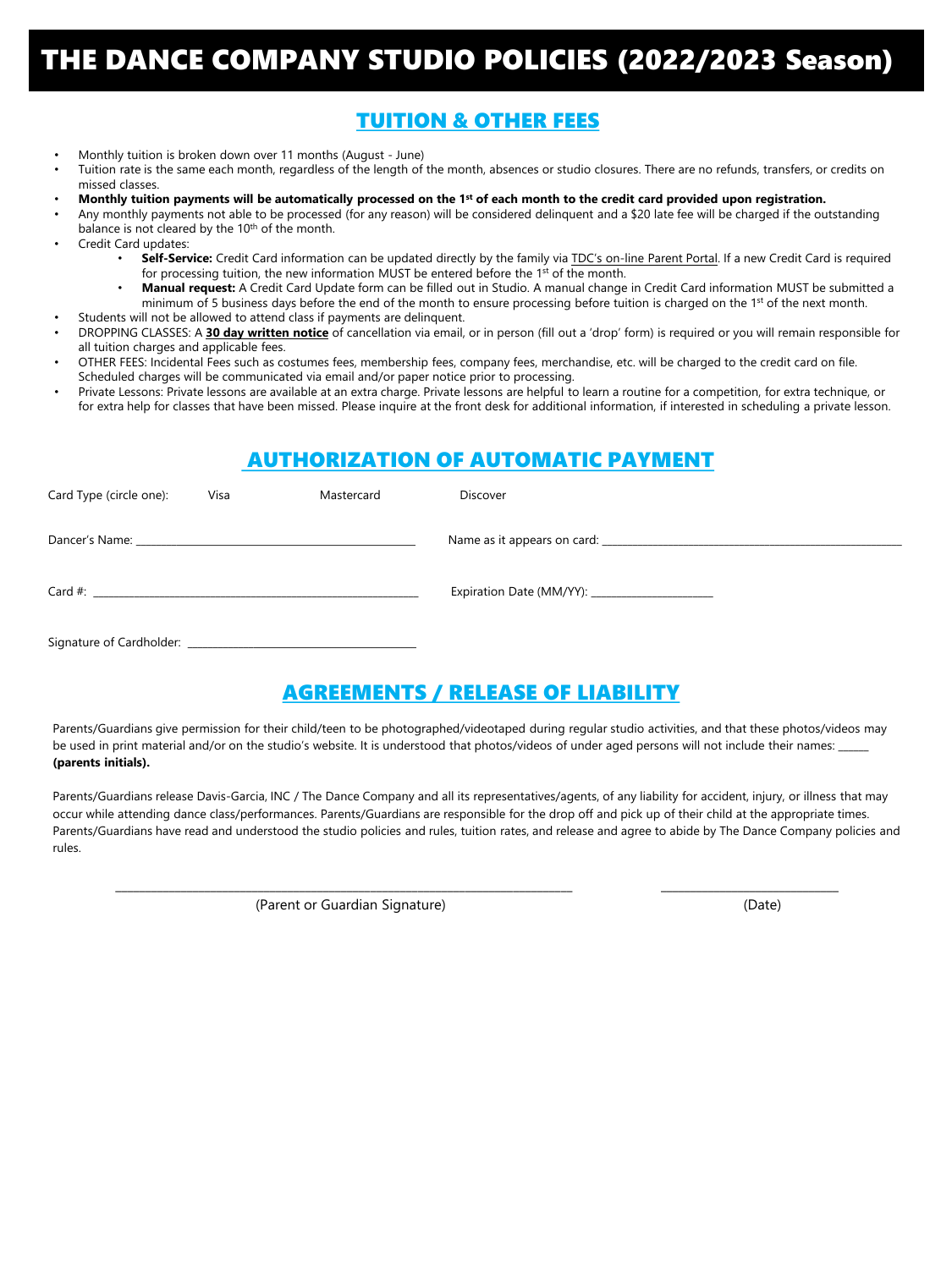# THE DANCE COMPANY STUDIO POLICIES (2022/2023 Season)

## TUITION & OTHER FEES

- Monthly tuition is broken down over 11 months (August - June)
- Tuition rate is the same each month, regardless of the length of the month, absences or studio closures. There are no refunds, transfers, or credits on missed classes.
- **Monthly tuition payments will be automatically processed on the 1st of each month to the credit card provided upon registration.**
- Any monthly payments not able to be processed (for any reason) will be considered delinquent and a $20 late fee will be charged if the outstanding balance is not cleared by the 10th of the month.
- Credit Card updates:
  - **Self-Service:** Credit Card information can be updated directly by the family via TDC's on-line Parent Portal. If a new Credit Card is required for processing tuition, the new information MUST be entered before the 1st of the month.
  - **Manual request:** A Credit Card Update form can be filled out in Studio. A manual change in Credit Card information MUST be submitted a minimum of 5 business days before the end of the month to ensure processing before tuition is charged on the 1st of the next month.
- Students will not be allowed to attend class if payments are delinquent.
- DROPPING CLASSES: A **30 day written notice** of cancellation via email, or in person (fill out a 'drop' form) is required or you will remain responsible for all tuition charges and applicable fees.
- OTHER FEES: Incidental Fees such as costumes fees, membership fees, company fees, merchandise, etc. will be charged to the credit card on file. Scheduled charges will be communicated via email and/or paper notice prior to processing.
- Private Lessons: Private lessons are available at an extra charge. Private lessons are helpful to learn a routine for a competition, for extra technique, or for extra help for classes that have been missed. Please inquire at the front desk for additional information, if interested in scheduling a private lesson.

## AUTHORIZATION OF AUTOMATIC PAYMENT

Card Type (circle one): Visa Mastercard Discover

Dancer's Name: ______________________________ Name as it appears on card: ______________________________

Card #: ______________________________ Expiration Date (MM/YY): ____________

Signature of Cardholder: ______________________________

## AGREEMENTS / RELEASE OF LIABILITY

Parents/Guardians give permission for their child/teen to be photographed/videotaped during regular studio activities, and that these photos/videos may be used in print material and/or on the studio's website. It is understood that photos/videos of under aged persons will not include their names: ______ **(parents initials).**

Parents/Guardians release Davis-Garcia, INC / The Dance Company and all its representatives/agents, of any liability for accident, injury, or illness that may occur while attending dance class/performances. Parents/Guardians are responsible for the drop off and pick up of their child at the appropriate times. Parents/Guardians have read and understood the studio policies and rules, tuition rates, and release and agree to abide by The Dance Company policies and rules.

______________________________ ______________

(Parent or Guardian Signature) (Date)